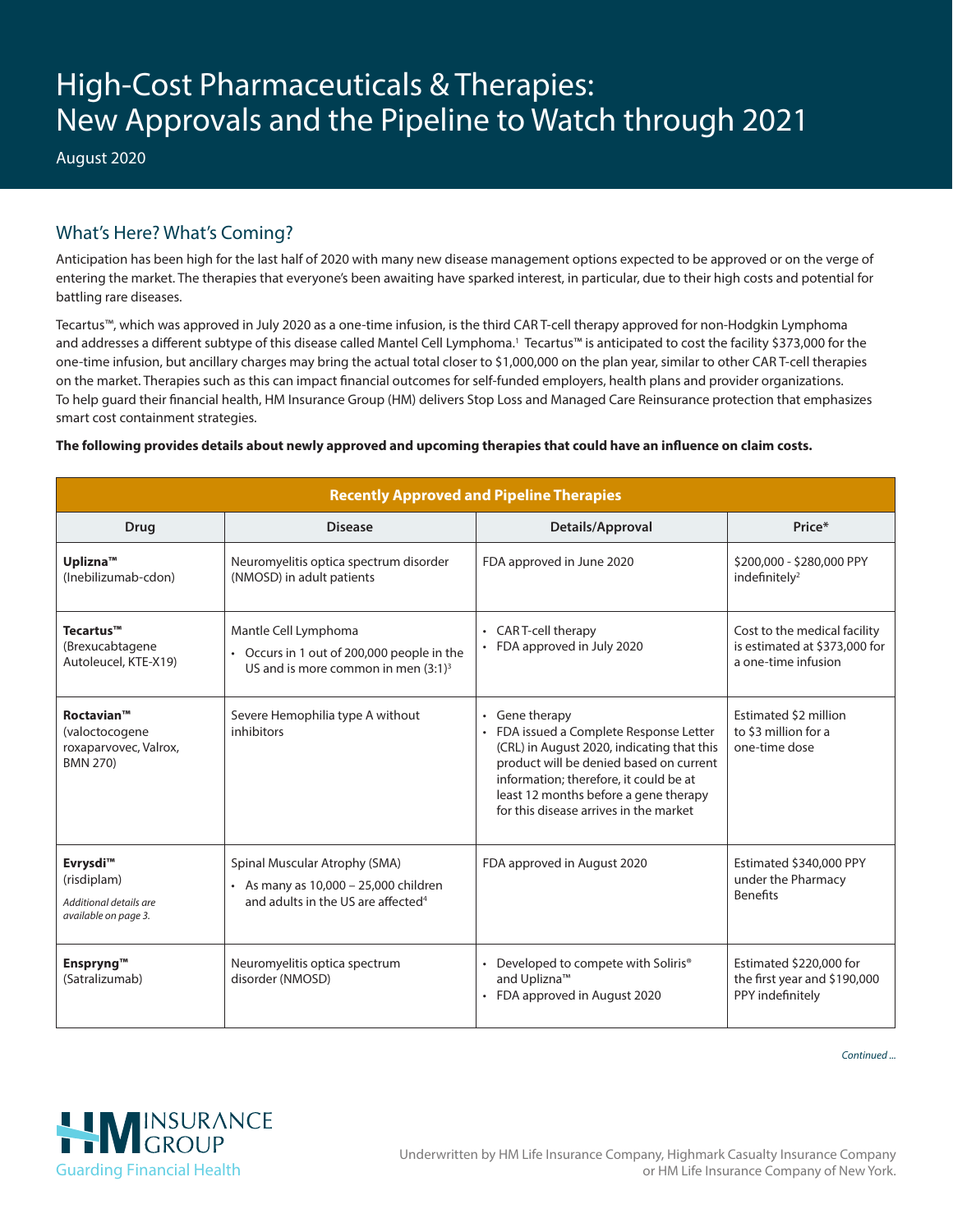# High-Cost Pharmaceuticals & Therapies: New Approvals and the Pipeline to Watch through 2021

August 2020

## What's Here? What's Coming?

Anticipation has been high for the last half of 2020 with many new disease management options expected to be approved or on the verge of entering the market. The therapies that everyone's been awaiting have sparked interest, in particular, due to their high costs and potential for battling rare diseases.

Tecartus™, which was approved in July 2020 as a one-time infusion, is the third CAR T-cell therapy approved for non-Hodgkin Lymphoma and addresses a different subtype of this disease called Mantel Cell Lymphoma.[1] Tecartus™ is anticipated to cost the facility $373,000 for the one-time infusion, but ancillary charges may bring the actual total closer to $1,000,000 on the plan year, similar to other CAR T-cell therapies on the market. Therapies such as this can impact financial outcomes for self-funded employers, health plans and provider organizations. To help guard their financial health, HM Insurance Group (HM) delivers Stop Loss and Managed Care Reinsurance protection that emphasizes smart cost containment strategies.

**The following provides details about newly approved and upcoming therapies that could have an influence on claim costs.**

| Recently Approved and Pipeline Therapies | | | |
|---|---|---|---|
| **Drug** | **Disease** | **Details/Approval** | **Price*** |
| **Uplizna™** (Inebilizumab-cdon) | Neuromyelitis optica spectrum disorder (NMOSD) in adult patients | FDA approved in June 2020 | $200,000 - $280,000 PPY indefinitely[2] |
| **Tecartus™** (Brexucabtagene Autoleucel, KTE-X19) | Mantle Cell Lymphoma<br>• Occurs in 1 out of 200,000 people in the US and is more common in men (3:1)[3] | • CAR T-cell therapy<br>• FDA approved in July 2020 | Cost to the medical facility is estimated at $373,000 for a one-time infusion |
| **Roctavian™** (valoctocogene roxaparvovec, Valrox, BMN 270) | Severe Hemophilia type A without inhibitors | • Gene therapy<br>• FDA issued a Complete Response Letter (CRL) in August 2020, indicating that this product will be denied based on current information; therefore, it could be at least 12 months before a gene therapy for this disease arrives in the market | Estimated $2 million to $3 million for a one-time dose |
| **Evrysdi™** (risdiplam)<br>*Additional details are available on page 3.* | Spinal Muscular Atrophy (SMA)<br>• As many as 10,000 – 25,000 children and adults in the US are affected[4] | FDA approved in August 2020 | Estimated $340,000 PPY under the Pharmacy Benefits |
| **Enspryng™** (Satralizumab) | Neuromyelitis optica spectrum disorder (NMOSD) | • Developed to compete with Soliris® and Uplizna™<br>• FDA approved in August 2020 | Estimated $220,000 for the first year and $190,000 PPY indefinitely |

*Continued ...*

HM Insurance Group — Guarding Financial Health

Underwritten by HM Life Insurance Company, Highmark Casualty Insurance Company or HM Life Insurance Company of New York.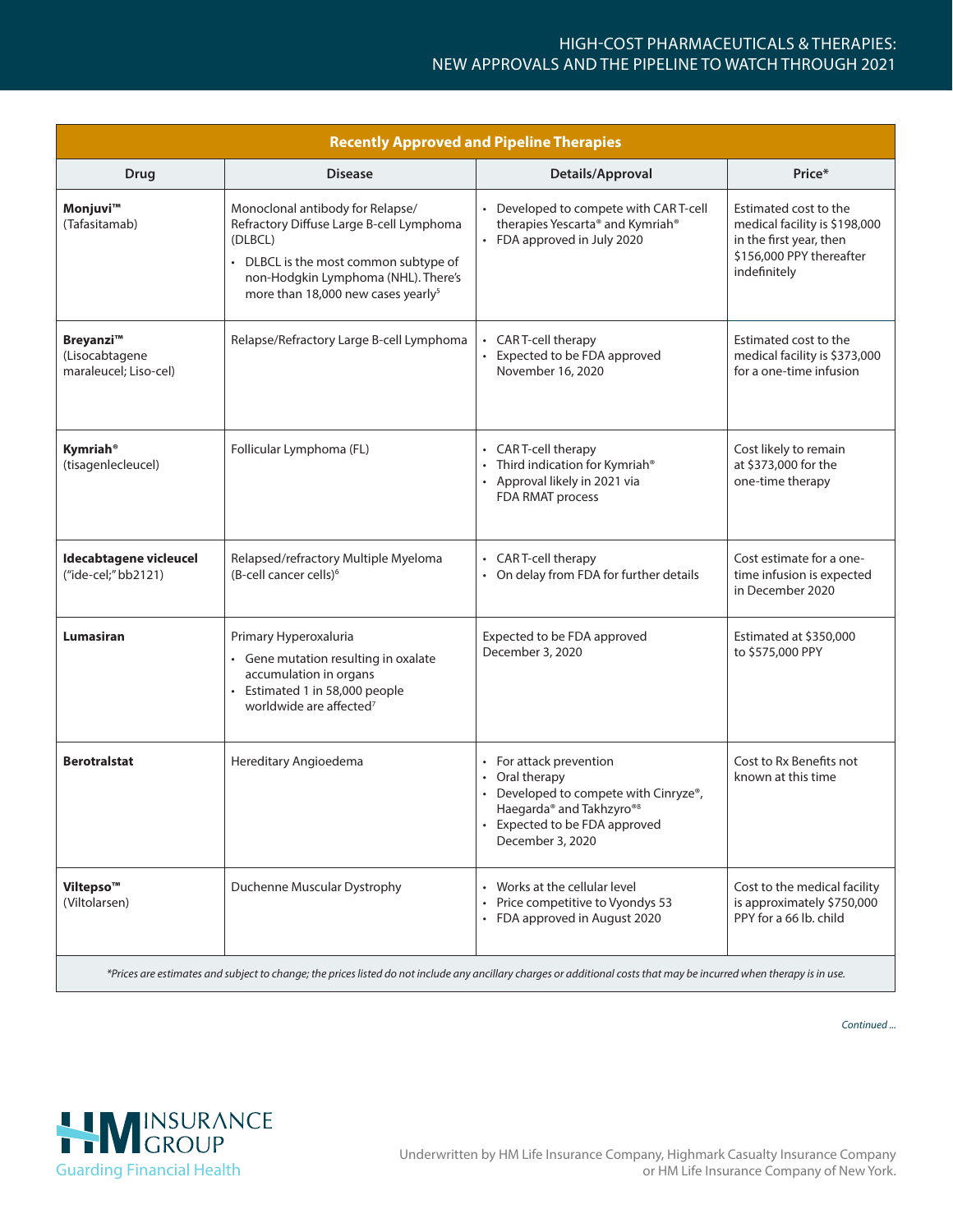| Recently Approved and Pipeline Therapies | | | |
|---|---|---|---|
| **Drug** | **Disease** | **Details/Approval** | **Price*** |
| **Monjuvi™** (Tafasitamab) | Monoclonal antibody for Relapse/ Refractory Diffuse Large B-cell Lymphoma (DLBCL)<br>• DLBCL is the most common subtype of non-Hodgkin Lymphoma (NHL). There's more than 18,000 new cases yearly[5] | • Developed to compete with CAR T-cell therapies Yescarta® and Kymriah®<br>• FDA approved in July 2020 | Estimated cost to the medical facility is $198,000 in the first year, then $156,000 PPY thereafter indefinitely |
| **Breyanzi™** (Lisocabtagene maraleucel; Liso-cel) | Relapse/Refractory Large B-cell Lymphoma | • CAR T-cell therapy<br>• Expected to be FDA approved November 16, 2020 | Estimated cost to the medical facility is $373,000 for a one-time infusion |
| **Kymriah®** (tisagenlecleucel) | Follicular Lymphoma (FL) | • CAR T-cell therapy<br>• Third indication for Kymriah®<br>• Approval likely in 2021 via FDA RMAT process | Cost likely to remain at $373,000 for the one-time therapy |
| **Idecabtagene vicleucel** ("ide-cel;" bb2121) | Relapsed/refractory Multiple Myeloma (B-cell cancer cells)[6] | • CAR T-cell therapy<br>• On delay from FDA for further details | Cost estimate for a one-time infusion is expected in December 2020 |
| **Lumasiran** | Primary Hyperoxaluria<br>• Gene mutation resulting in oxalate accumulation in organs<br>• Estimated 1 in 58,000 people worldwide are affected[7] | Expected to be FDA approved December 3, 2020 | Estimated at $350,000 to $575,000 PPY |
| **Berotralstat** | Hereditary Angioedema | • For attack prevention<br>• Oral therapy<br>• Developed to compete with Cinryze®, Haegarda® and Takhzyro®[8]<br>• Expected to be FDA approved December 3, 2020 | Cost to Rx Benefits not known at this time |
| **Viltepso™** (Viltolarsen) | Duchenne Muscular Dystrophy | • Works at the cellular level<br>• Price competitive to Vyondys 53<br>• FDA approved in August 2020 | Cost to the medical facility is approximately $750,000 PPY for a 66 lb. child |

*\*Prices are estimates and subject to change; the prices listed do not include any ancillary charges or additional costs that may be incurred when therapy is in use.*

*Continued ...*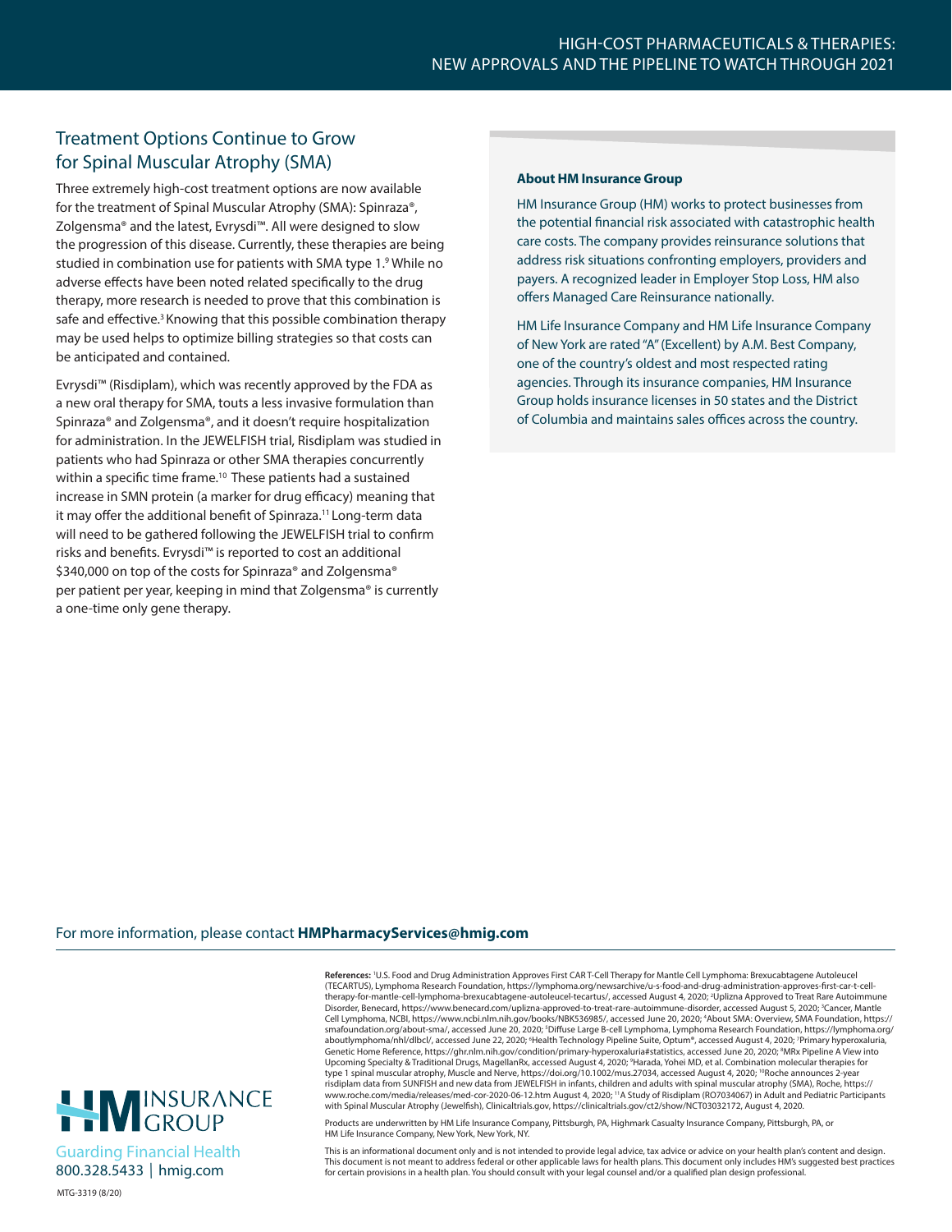## Treatment Options Continue to Grow for Spinal Muscular Atrophy (SMA)

Three extremely high-cost treatment options are now available for the treatment of Spinal Muscular Atrophy (SMA): Spinraza®, Zolgensma® and the latest, Evrysdi™. All were designed to slow the progression of this disease. Currently, these therapies are being studied in combination use for patients with SMA type 1.[9] While no adverse effects have been noted related specifically to the drug therapy, more research is needed to prove that this combination is safe and effective.[3] Knowing that this possible combination therapy may be used helps to optimize billing strategies so that costs can be anticipated and contained.

Evrysdi™ (Risdiplam), which was recently approved by the FDA as a new oral therapy for SMA, touts a less invasive formulation than Spinraza® and Zolgensma®, and it doesn't require hospitalization for administration. In the JEWELFISH trial, Risdiplam was studied in patients who had Spinraza or other SMA therapies concurrently within a specific time frame.[10] These patients had a sustained increase in SMN protein (a marker for drug efficacy) meaning that it may offer the additional benefit of Spinraza.[11] Long-term data will need to be gathered following the JEWELFISH trial to confirm risks and benefits. Evrysdi™ is reported to cost an additional $340,000 on top of the costs for Spinraza® and Zolgensma® per patient per year, keeping in mind that Zolgensma® is currently a one-time only gene therapy.

**About HM Insurance Group**

HM Insurance Group (HM) works to protect businesses from the potential financial risk associated with catastrophic health care costs. The company provides reinsurance solutions that address risk situations confronting employers, providers and payers. A recognized leader in Employer Stop Loss, HM also offers Managed Care Reinsurance nationally.

HM Life Insurance Company and HM Life Insurance Company of New York are rated "A" (Excellent) by A.M. Best Company, one of the country's oldest and most respected rating agencies. Through its insurance companies, HM Insurance Group holds insurance licenses in 50 states and the District of Columbia and maintains sales offices across the country.

For more information, please contact **HMPharmacyServices@hmig.com**

**References:** [1]U.S. Food and Drug Administration Approves First CAR T-Cell Therapy for Mantle Cell Lymphoma: Brexucabtagene Autoleucel (TECARTUS), Lymphoma Research Foundation, https://lymphoma.org/newsarchive/u-s-food-and-drug-administration-approves-first-car-t-cell-therapy-for-mantle-cell-lymphoma-brexucabtagene-autoleucel-tecartus/, accessed August 4, 2020; [2]Uplizna Approved to Treat Rare Autoimmune Disorder, Benecard, https://www.benecard.com/uplizna-approved-to-treat-rare-autoimmune-disorder, accessed August 5, 2020; [3]Cancer, Mantle Cell Lymphoma, NCBI, https://www.ncbi.nlm.nih.gov/books/NBK536985/, accessed June 20, 2020; [4]About SMA: Overview, SMA Foundation, https://smafoundation.org/about-sma/, accessed June 20, 2020; [5]Diffuse Large B-cell Lymphoma, Lymphoma Research Foundation, https://lymphoma.org/aboutlymphoma/nhl/dlbcl/, accessed June 22, 2020; [6]Health Technology Pipeline Suite, Optum®, accessed August 4, 2020; [7]Primary hyperoxaluria, Genetic Home Reference, https://ghr.nlm.nih.gov/condition/primary-hyperoxaluria#statistics, accessed June 20, 2020; [8]MRx Pipeline A View into Upcoming Specialty & Traditional Drugs, MagellanRx, accessed August 4, 2020; [9]Harada, Yohei MD, et al. Combination molecular therapies for type 1 spinal muscular atrophy, Muscle and Nerve, https://doi.org/10.1002/mus.27034, accessed August 4, 2020; [10]Roche announces 2-year risdiplam data from SUNFISH and new data from JEWELFISH in infants, children and adults with spinal muscular atrophy (SMA), Roche, https://www.roche.com/media/releases/med-cor-2020-06-12.htm August 4, 2020; [11]A Study of Risdiplam (RO7034067) in Adult and Pediatric Participants with Spinal Muscular Atrophy (Jewelfish), Clinicaltrials.gov, https://clinicaltrials.gov/ct2/show/NCT03032172, August 4, 2020.

Products are underwritten by HM Life Insurance Company, Pittsburgh, PA, Highmark Casualty Insurance Company, Pittsburgh, PA, or HM Life Insurance Company, New York, New York, NY.

This is an informational document only and is not intended to provide legal advice, tax advice or advice on your health plan's content and design. This document is not meant to address federal or other applicable laws for health plans. This document only includes HM's suggested best practices for certain provisions in a health plan. You should consult with your legal counsel and/or a qualified plan design professional.

HM INSURANCE GROUP

Guarding Financial Health

800.328.5433 | hmig.com

MTG-3319 (8/20)